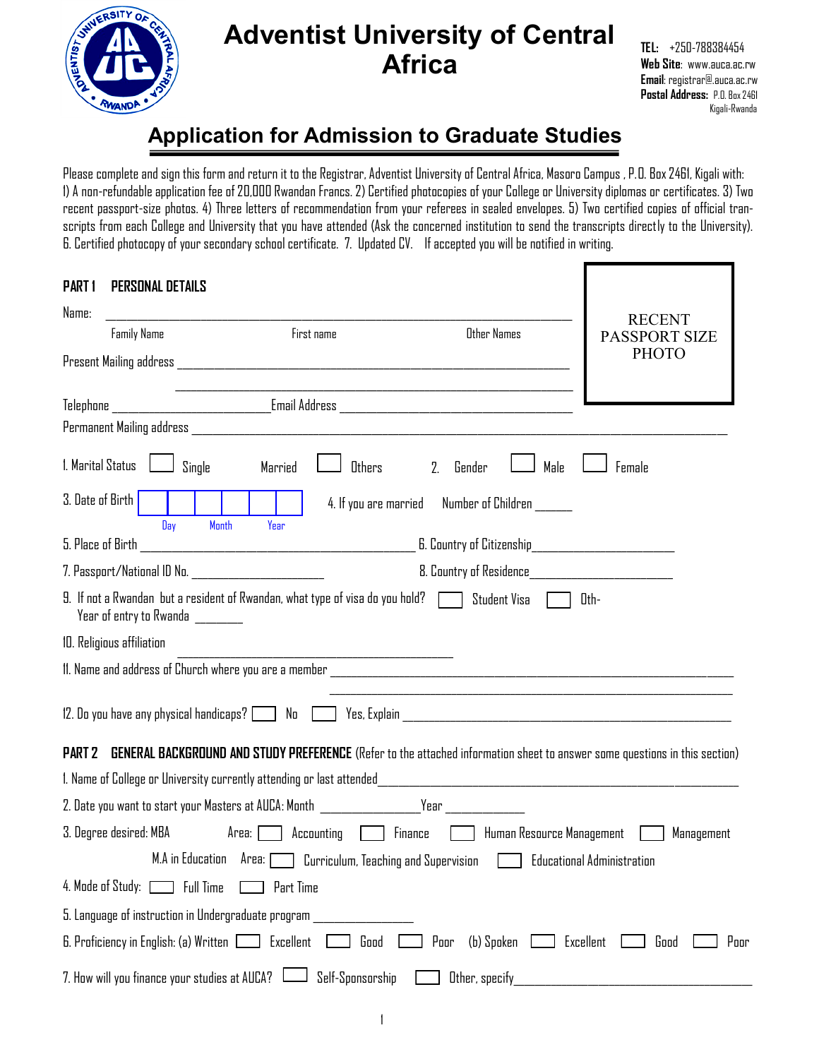# Adventist University of Central Africa

**TEL:** +250-788384454
**Web Site**: www.auca.ac.rw
**Email**: registrar@auca.ac.rw
**Postal Address:** P.O. Box 2461 Kigali-Rwanda

## Application for Admission to Graduate Studies

Please complete and sign this form and return it to the Registrar, Adventist University of Central Africa, Masoro Campus , P.O. Box 2461, Kigali with: 1) A non-refundable application fee of 20,000 Rwandan Francs. 2) Certified photocopies of your College or University diplomas or certificates. 3) Two recent passport-size photos. 4) Three letters of recommendation from your referees in sealed envelopes. 5) Two certified copies of official transcripts from each College and University that you have attended (Ask the concerned institution to send the transcripts directly to the University). 6. Certified photocopy of your secondary school certificate. 7. Updated CV. If accepted you will be notified in writing.

RECENT PASSPORT SIZE PHOTO

### PART 1 PERSONAL DETAILS

Name: ______________________________________________
Family Name First name Other Names

Present Mailing address ______________________________________________

______________________________________________

Telephone ____________________ Email Address ______________________________

Permanent Mailing address ______________________________________________

1. Marital Status ☐ Single Married ☐ Others 2. Gender ☐ Male ☐ Female

3. Date of Birth ☐☐ ☐☐ ☐☐ (Day Month Year) 4. If you are married Number of Children ______

5. Place of Birth ______________________________ 6. Country of Citizenship____________________

7. Passport/National ID No. ____________________ 8. Country of Residence____________________

9. If not a Rwandan but a resident of Rwandan, what type of visa do you hold? ☐ Student Visa ☐ Oth-
Year of entry to Rwanda ________

10. Religious affiliation ______________________________

11. Name and address of Church where you are a member ______________________________________________

______________________________________________

12. Do you have any physical handicaps? ☐ No ☐ Yes, Explain ______________________________

### PART 2 GENERAL BACKGROUND AND STUDY PREFERENCE (Refer to the attached information sheet to answer some questions in this section)

1. Name of College or University currently attending or last attended______________________________

2. Date you want to start your Masters at AUCA: Month ______________ Year ____________

3. Degree desired: MBA Area: ☐ Accounting ☐ Finance ☐ Human Resource Management ☐ Management

M.A in Education Area: ☐ Curriculum, Teaching and Supervision ☐ Educational Administration

4. Mode of Study: ☐ Full Time ☐ Part Time

5. Language of instruction in Undergraduate program ______________

6. Proficiency in English: (a) Written ☐ Excellent ☐ Good ☐ Poor (b) Spoken ☐ Excellent ☐ Good ☐ Poor

7. How will you finance your studies at AUCA? ☐ Self-Sponsorship ☐ Other, specify______________________________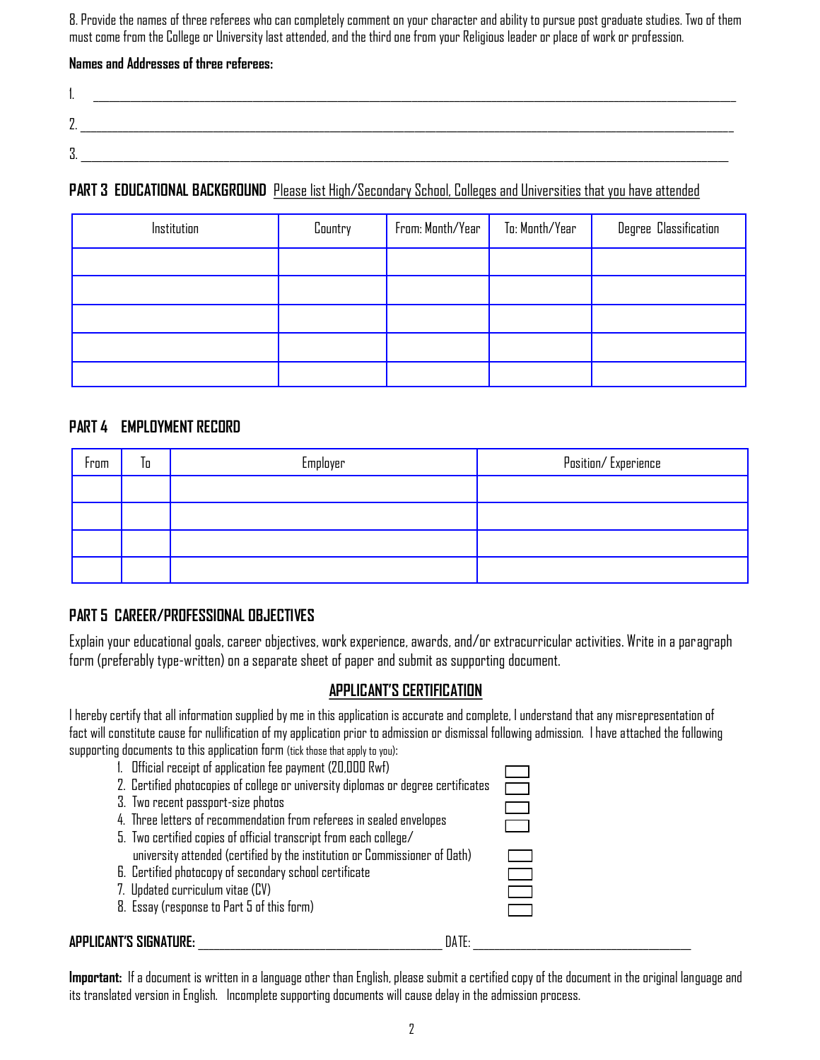8. Provide the names of three referees who can completely comment on your character and ability to pursue post graduate studies. Two of them must come from the College or University last attended, and the third one from your Religious leader or place of work or profession.

**Names and Addresses of three referees:**

1. ______________________________________________________________________________

2. ______________________________________________________________________________

3. ______________________________________________________________________________

## PART 3 EDUCATIONAL BACKGROUND

Please list High/Secondary School, Colleges and Universities that you have attended

| Institution | Country | From: Month/Year | To: Month/Year | Degree Classification |
|---|---|---|---|---|
| | | | | |
| | | | | |
| | | | | |
| | | | | |
| | | | | |

## PART 4 EMPLOYMENT RECORD

| From | To | Employer | Position/ Experience |
|---|---|---|---|
| | | | |
| | | | |
| | | | |
| | | | |

## PART 5 CAREER/PROFESSIONAL OBJECTIVES

Explain your educational goals, career objectives, work experience, awards, and/or extracurricular activities. Write in a paragraph form (preferably type-written) on a separate sheet of paper and submit as supporting document.

## APPLICANT'S CERTIFICATION

I hereby certify that all information supplied by me in this application is accurate and complete, I understand that any misrepresentation of fact will constitute cause for nullification of my application prior to admission or dismissal following admission. I have attached the following supporting documents to this application form (tick those that apply to you):

1. Official receipt of application fee payment (20,000 Rwf) ☐
2. Certified photocopies of college or university diplomas or degree certificates ☐
3. Two recent passport-size photos ☐
4. Three letters of recommendation from referees in sealed envelopes ☐
5. Two certified copies of official transcript from each college/ university attended (certified by the institution or Commissioner of Oath) ☐
6. Certified photocopy of secondary school certificate ☐
7. Updated curriculum vitae (CV) ☐
8. Essay (response to Part 5 of this form) ☐

**APPLICANT'S SIGNATURE:** ______________________________ DATE: ___________________________

**Important:** If a document is written in a language other than English, please submit a certified copy of the document in the original language and its translated version in English. Incomplete supporting documents will cause delay in the admission process.